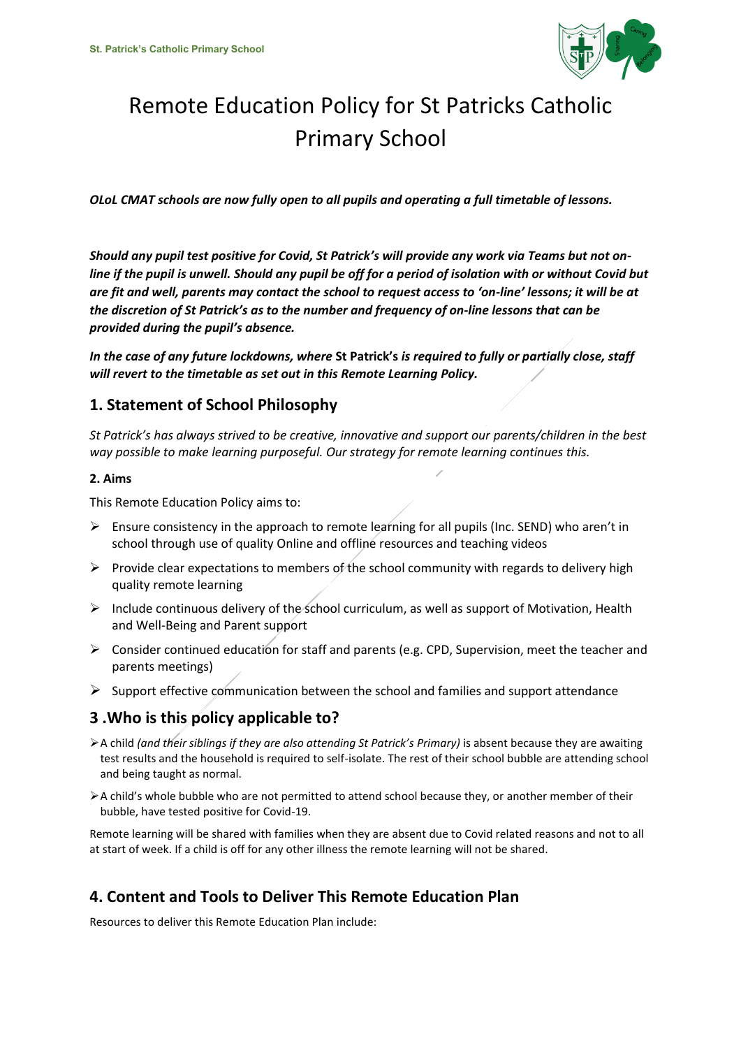# Remote Education Policy for St Patricks Catholic Primary School

***OLoL CMAT schools are now fully open to all pupils and operating a full timetable of lessons.***

***Should any pupil test positive for Covid, St Patrick's will provide any work via Teams but not on-line if the pupil is unwell. Should any pupil be off for a period of isolation with or without Covid but are fit and well, parents may contact the school to request access to 'on-line' lessons; it will be at the discretion of St Patrick's as to the number and frequency of on-line lessons that can be provided during the pupil's absence.***

***In the case of any future lockdowns, where* St Patrick's *is required to fully or partially close, staff will revert to the timetable as set out in this Remote Learning Policy.***

## 1. Statement of School Philosophy

*St Patrick's has always strived to be creative, innovative and support our parents/children in the best way possible to make learning purposeful. Our strategy for remote learning continues this.*

### 2. Aims

This Remote Education Policy aims to:

- Ensure consistency in the approach to remote learning for all pupils (Inc. SEND) who aren't in school through use of quality Online and offline resources and teaching videos
- Provide clear expectations to members of the school community with regards to delivery high quality remote learning
- Include continuous delivery of the school curriculum, as well as support of Motivation, Health and Well-Being and Parent support
- Consider continued education for staff and parents (e.g. CPD, Supervision, meet the teacher and parents meetings)
- Support effective communication between the school and families and support attendance

## 3 .Who is this policy applicable to?

- A child *(and their siblings if they are also attending St Patrick's Primary)* is absent because they are awaiting test results and the household is required to self-isolate. The rest of their school bubble are attending school and being taught as normal.
- A child's whole bubble who are not permitted to attend school because they, or another member of their bubble, have tested positive for Covid-19.

Remote learning will be shared with families when they are absent due to Covid related reasons and not to all at start of week. If a child is off for any other illness the remote learning will not be shared.

## 4. Content and Tools to Deliver This Remote Education Plan

Resources to deliver this Remote Education Plan include: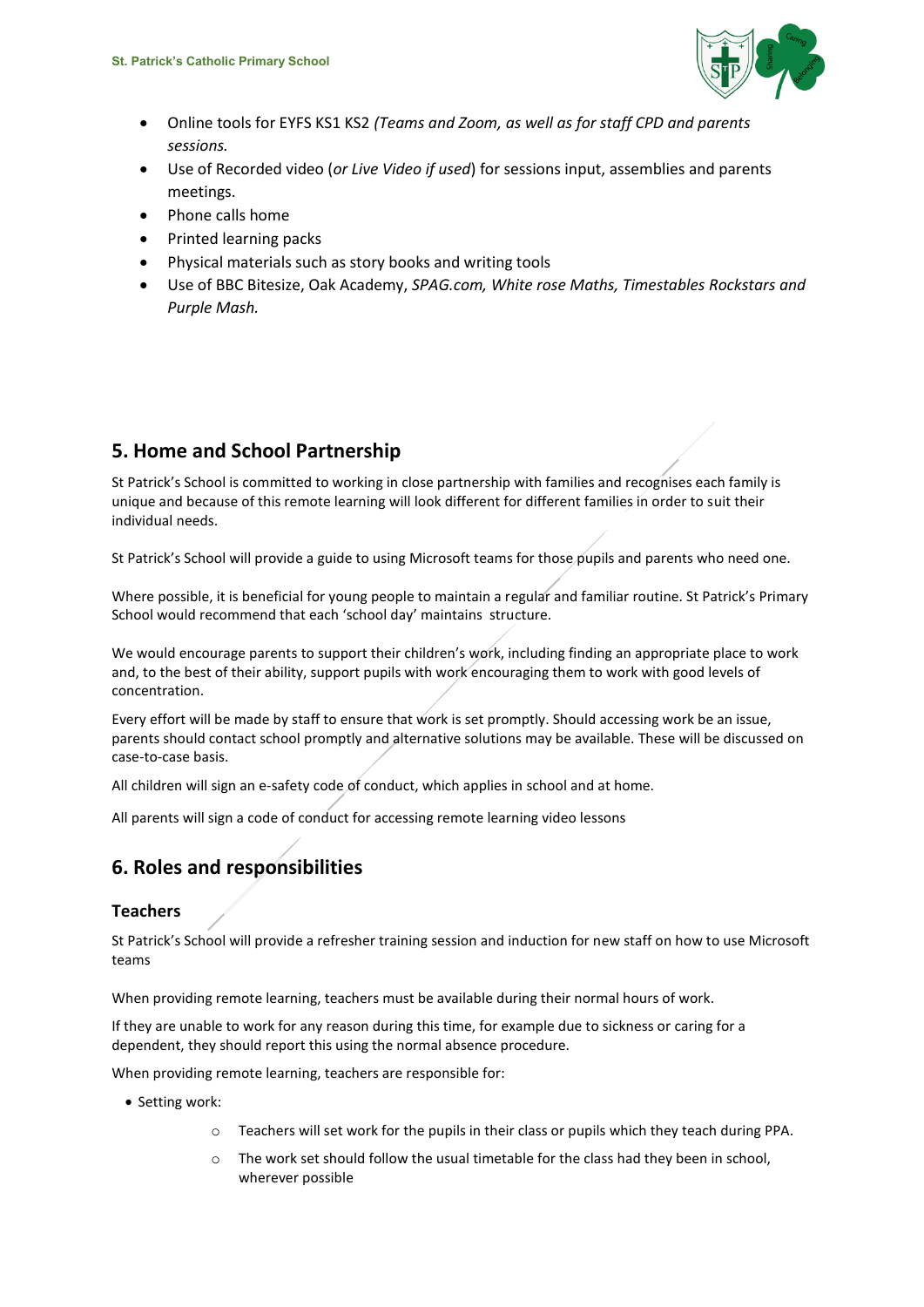- Online tools for EYFS KS1 KS2 *(Teams and Zoom, as well as for staff CPD and parents sessions.*
- Use of Recorded video (*or Live Video if used*) for sessions input, assemblies and parents meetings.
- Phone calls home
- Printed learning packs
- Physical materials such as story books and writing tools
- Use of BBC Bitesize, Oak Academy, *SPAG.com, White rose Maths, Timestables Rockstars and Purple Mash.*

## 5. Home and School Partnership

St Patrick's School is committed to working in close partnership with families and recognises each family is unique and because of this remote learning will look different for different families in order to suit their individual needs.

St Patrick's School will provide a guide to using Microsoft teams for those pupils and parents who need one.

Where possible, it is beneficial for young people to maintain a regular and familiar routine. St Patrick's Primary School would recommend that each 'school day' maintains structure.

We would encourage parents to support their children's work, including finding an appropriate place to work and, to the best of their ability, support pupils with work encouraging them to work with good levels of concentration.

Every effort will be made by staff to ensure that work is set promptly. Should accessing work be an issue, parents should contact school promptly and alternative solutions may be available. These will be discussed on case-to-case basis.

All children will sign an e-safety code of conduct, which applies in school and at home.

All parents will sign a code of conduct for accessing remote learning video lessons

## 6. Roles and responsibilities

### Teachers

St Patrick's School will provide a refresher training session and induction for new staff on how to use Microsoft teams

When providing remote learning, teachers must be available during their normal hours of work.

If they are unable to work for any reason during this time, for example due to sickness or caring for a dependent, they should report this using the normal absence procedure.

When providing remote learning, teachers are responsible for:

- Setting work:
    - Teachers will set work for the pupils in their class or pupils which they teach during PPA.
    - The work set should follow the usual timetable for the class had they been in school, wherever possible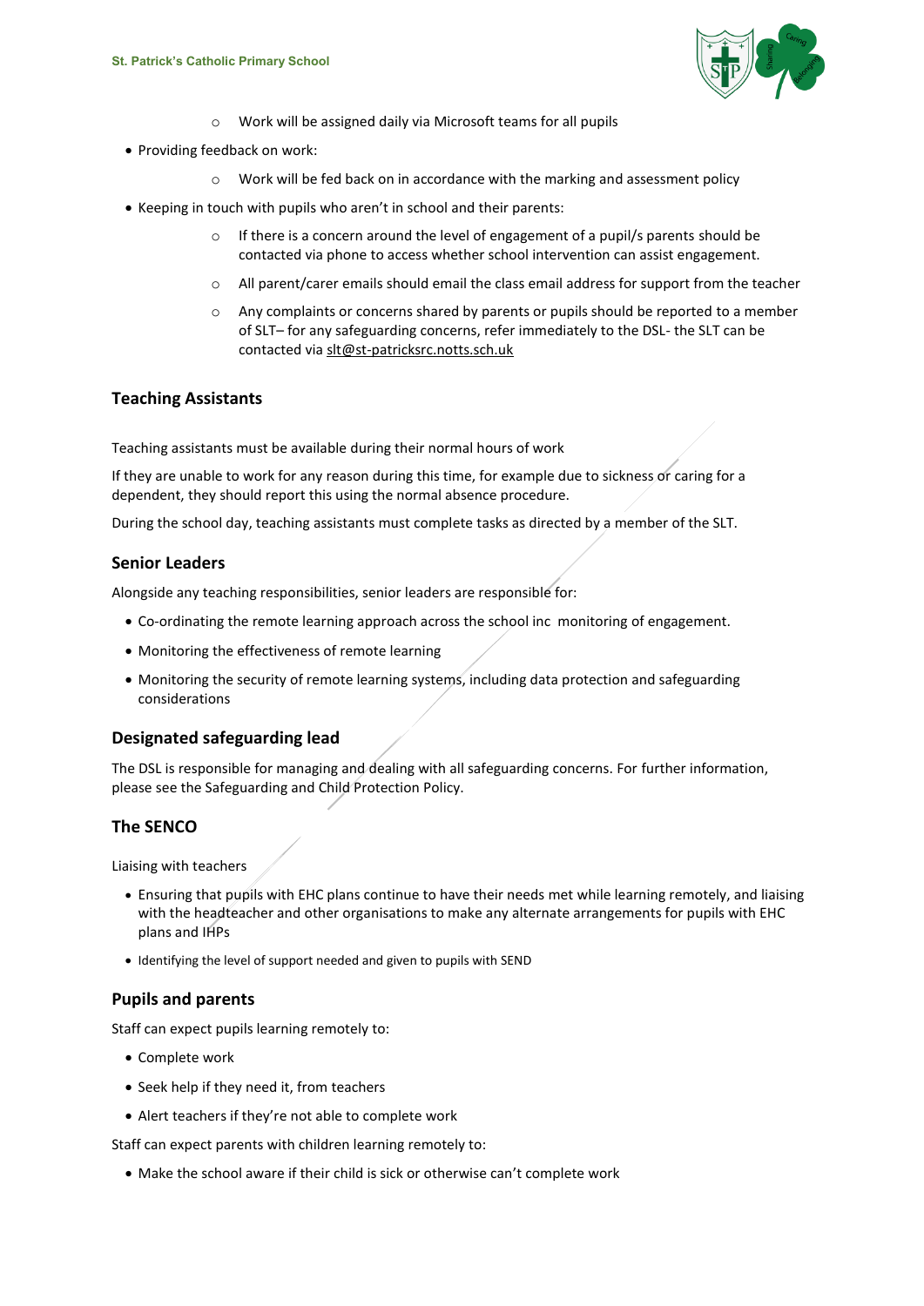- Work will be assigned daily via Microsoft teams for all pupils
- Providing feedback on work:
  - Work will be fed back on in accordance with the marking and assessment policy
- Keeping in touch with pupils who aren't in school and their parents:
  - If there is a concern around the level of engagement of a pupil/s parents should be contacted via phone to access whether school intervention can assist engagement.
  - All parent/carer emails should email the class email address for support from the teacher
  - Any complaints or concerns shared by parents or pupils should be reported to a member of SLT– for any safeguarding concerns, refer immediately to the DSL- the SLT can be contacted via slt@st-patricksrc.notts.sch.uk

### Teaching Assistants

Teaching assistants must be available during their normal hours of work

If they are unable to work for any reason during this time, for example due to sickness or caring for a dependent, they should report this using the normal absence procedure.

During the school day, teaching assistants must complete tasks as directed by a member of the SLT.

### Senior Leaders

Alongside any teaching responsibilities, senior leaders are responsible for:

- Co-ordinating the remote learning approach across the school inc  monitoring of engagement.
- Monitoring the effectiveness of remote learning
- Monitoring the security of remote learning systems, including data protection and safeguarding considerations

### Designated safeguarding lead

The DSL is responsible for managing and dealing with all safeguarding concerns. For further information, please see the Safeguarding and Child Protection Policy.

### The SENCO

Liaising with teachers

- Ensuring that pupils with EHC plans continue to have their needs met while learning remotely, and liaising with the headteacher and other organisations to make any alternate arrangements for pupils with EHC plans and IHPs
- Identifying the level of support needed and given to pupils with SEND

### Pupils and parents

Staff can expect pupils learning remotely to:

- Complete work
- Seek help if they need it, from teachers
- Alert teachers if they're not able to complete work

Staff can expect parents with children learning remotely to:

- Make the school aware if their child is sick or otherwise can't complete work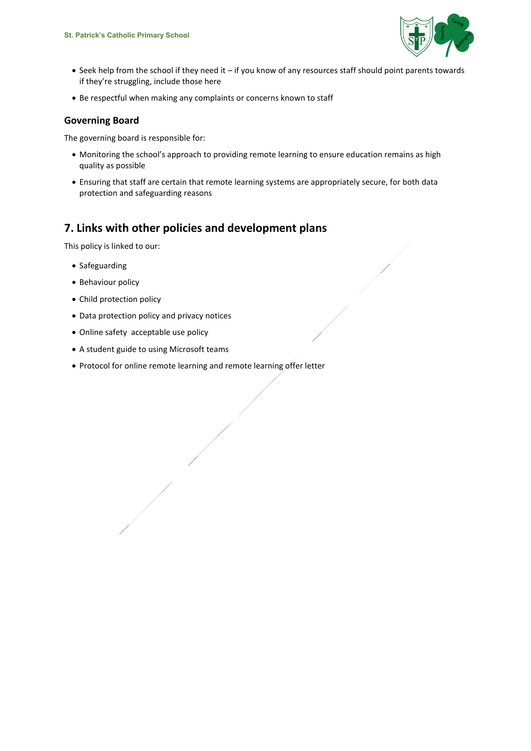- Seek help from the school if they need it – if you know of any resources staff should point parents towards if they're struggling, include those here
- Be respectful when making any complaints or concerns known to staff

### Governing Board

The governing board is responsible for:

- Monitoring the school's approach to providing remote learning to ensure education remains as high quality as possible
- Ensuring that staff are certain that remote learning systems are appropriately secure, for both data protection and safeguarding reasons

## 7. Links with other policies and development plans

This policy is linked to our:

- Safeguarding
- Behaviour policy
- Child protection policy
- Data protection policy and privacy notices
- Online safety  acceptable use policy
- A student guide to using Microsoft teams
- Protocol for online remote learning and remote learning offer letter